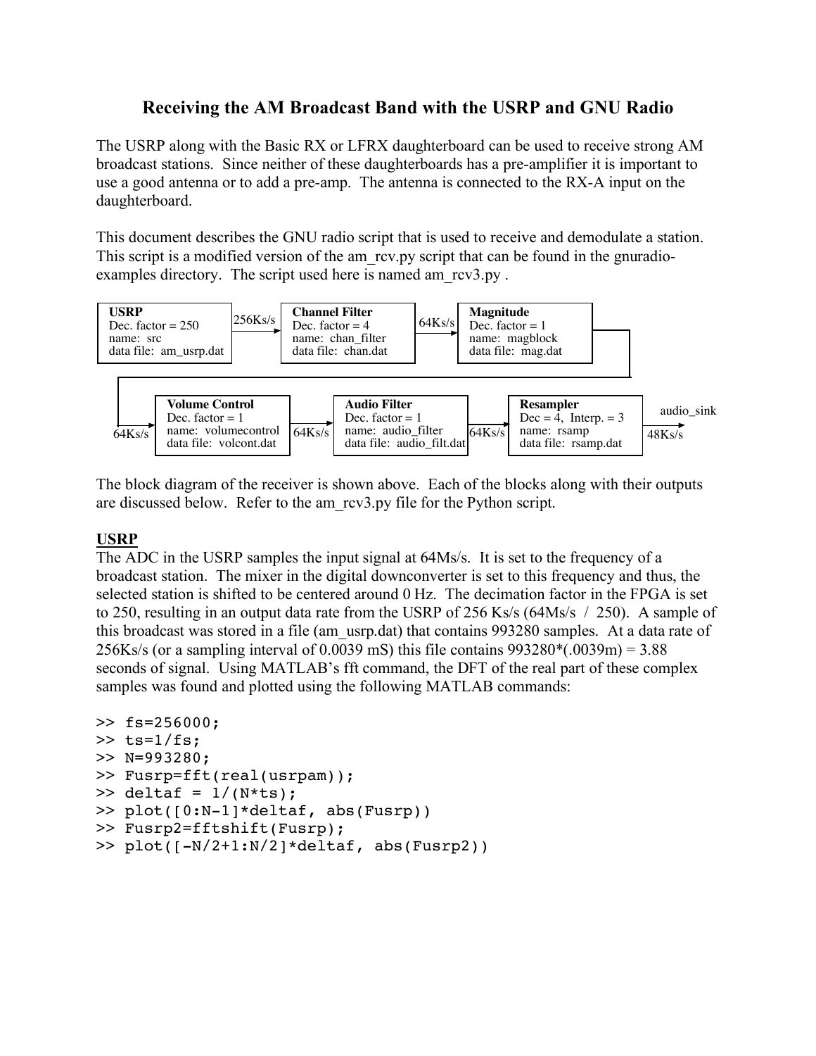# Receiving the AM Broadcast Band with the USRP and GNU Radio

The USRP along with the Basic RX or LFRX daughterboard can be used to receive strong AM broadcast stations. Since neither of these daughterboards has a pre-amplifier it is important to use a good antenna or to add a pre-amp. The antenna is connected to the RX-A input on the daughterboard.

This document describes the GNU radio script that is used to receive and demodulate a station. This script is a modified version of the am_rcv.py script that can be found in the gnuradio-examples directory. The script used here is named am_rcv3.py .

| Block | Dec. factor | name | data file | Output rate |
|---|---|---|---|---|
| USRP | Dec. factor = 250 | src | am_usrp.dat | 256Ks/s |
| Channel Filter | Dec. factor = 4 | chan_filter | chan.dat | 64Ks/s |
| Magnitude | Dec. factor = 1 | magblock | mag.dat | 64Ks/s |
| Volume Control | Dec. factor = 1 | volumecontrol | volcont.dat | 64Ks/s |
| Audio Filter | Dec. factor = 1 | audio_filter | audio_filt.dat | 64Ks/s |
| Resampler | Dec = 4, Interp. = 3 | rsamp | rsamp.dat | 48Ks/s → audio_sink |

The block diagram of the receiver is shown above. Each of the blocks along with their outputs are discussed below. Refer to the am_rcv3.py file for the Python script.

## USRP

The ADC in the USRP samples the input signal at 64Ms/s. It is set to the frequency of a broadcast station. The mixer in the digital downconverter is set to this frequency and thus, the selected station is shifted to be centered around 0 Hz. The decimation factor in the FPGA is set to 250, resulting in an output data rate from the USRP of 256 Ks/s (64Ms/s / 250). A sample of this broadcast was stored in a file (am_usrp.dat) that contains 993280 samples. At a data rate of 256Ks/s (or a sampling interval of 0.0039 mS) this file contains 993280*(.0039m) = 3.88 seconds of signal. Using MATLAB's fft command, the DFT of the real part of these complex samples was found and plotted using the following MATLAB commands:

```
>> fs=256000;
>> ts=1/fs;
>> N=993280;
>> Fusrp=fft(real(usrpam));
>> deltaf = 1/(N*ts);
>> plot([0:N-1]*deltaf, abs(Fusrp))
>> Fusrp2=fftshift(Fusrp);
>> plot([-N/2+1:N/2]*deltaf, abs(Fusrp2))
```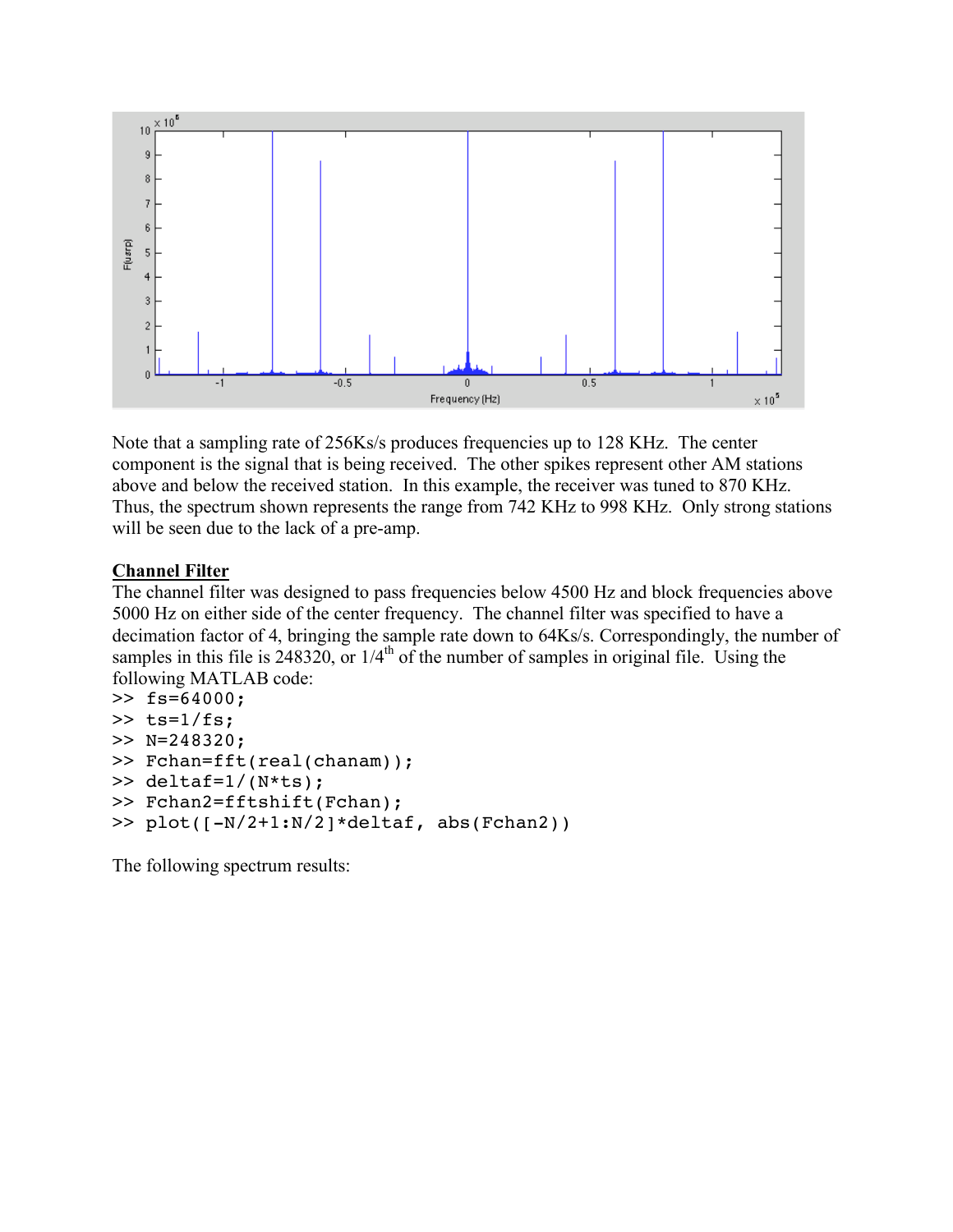Note that a sampling rate of 256Ks/s produces frequencies up to 128 KHz. The center component is the signal that is being received. The other spikes represent other AM stations above and below the received station. In this example, the receiver was tuned to 870 KHz. Thus, the spectrum shown represents the range from 742 KHz to 998 KHz. Only strong stations will be seen due to the lack of a pre-amp.

**Channel Filter**

The channel filter was designed to pass frequencies below 4500 Hz and block frequencies above 5000 Hz on either side of the center frequency. The channel filter was specified to have a decimation factor of 4, bringing the sample rate down to 64Ks/s. Correspondingly, the number of samples in this file is 248320, or 1/4th of the number of samples in original file. Using the following MATLAB code:

```
>> fs=64000;
>> ts=1/fs;
>> N=248320;
>> Fchan=fft(real(chanam));
>> deltaf=1/(N*ts);
>> Fchan2=fftshift(Fchan);
>> plot([-N/2+1:N/2]*deltaf, abs(Fchan2))
```

The following spectrum results: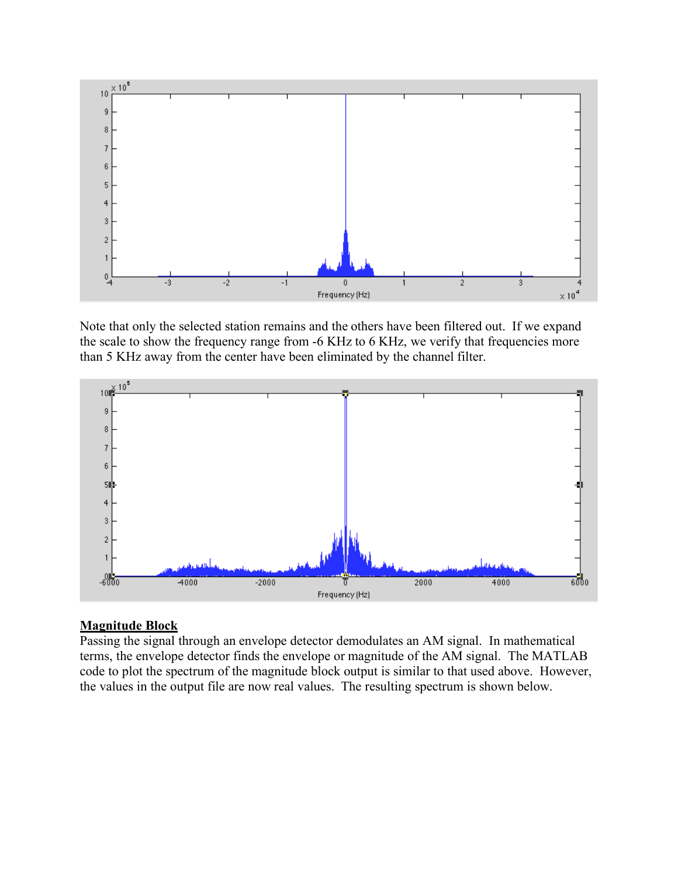Note that only the selected station remains and the others have been filtered out. If we expand the scale to show the frequency range from -6 KHz to 6 KHz, we verify that frequencies more than 5 KHz away from the center have been eliminated by the channel filter.

## Magnitude Block

Passing the signal through an envelope detector demodulates an AM signal. In mathematical terms, the envelope detector finds the envelope or magnitude of the AM signal. The MATLAB code to plot the spectrum of the magnitude block output is similar to that used above. However, the values in the output file are now real values. The resulting spectrum is shown below.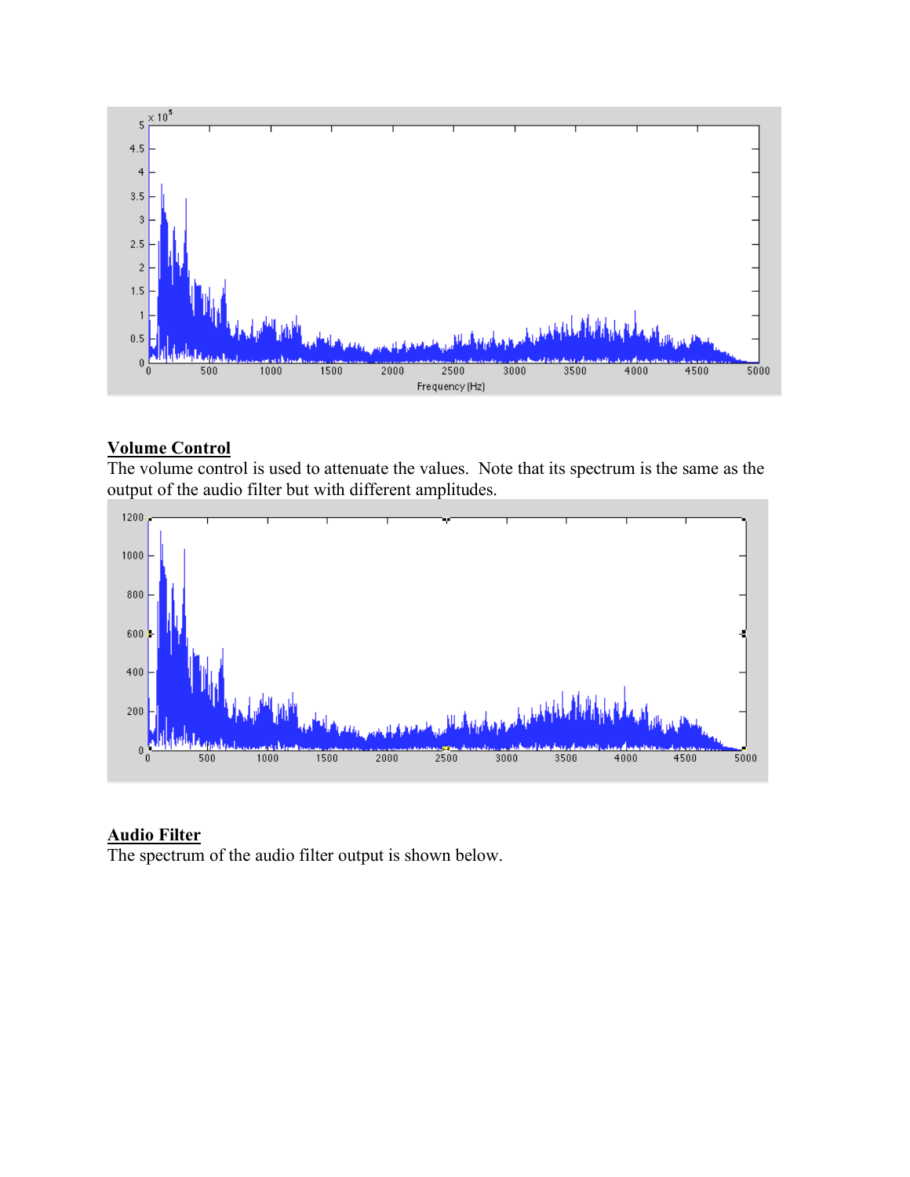## Volume Control

The volume control is used to attenuate the values. Note that its spectrum is the same as the output of the audio filter but with different amplitudes.

## Audio Filter

The spectrum of the audio filter output is shown below.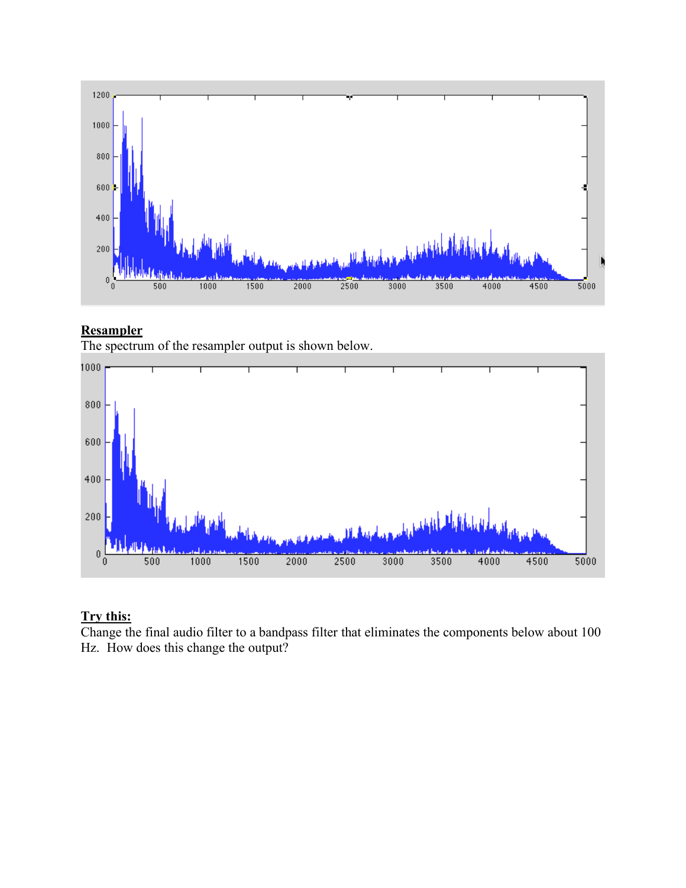1200
1000
800
600
400
200
0
0 500 1000 1500 2000 2500 3000 3500 4000 4500 5000

**Resampler**

The spectrum of the resampler output is shown below.

1000
800
600
400
200
0
0 500 1000 1500 2000 2500 3000 3500 4000 4500 5000

**Try this:**

Change the final audio filter to a bandpass filter that eliminates the components below about 100 Hz. How does this change the output?